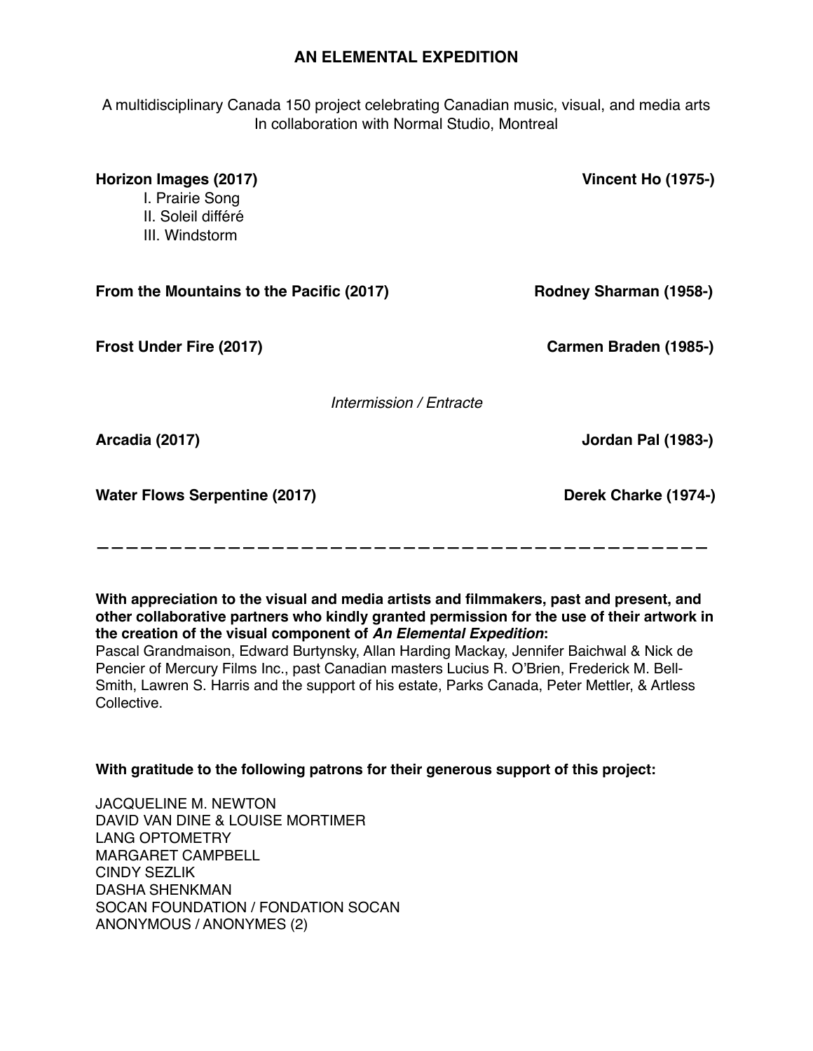# AN ELEMENTAL EXPEDITION

A multidisciplinary Canada 150 project celebrating Canadian music, visual, and media arts
In collaboration with Normal Studio, Montreal

**Horizon Images (2017)** — **Vincent Ho (1975-)**

- I. Prairie Song
- II. Soleil différé
- III. Windstorm

**From the Mountains to the Pacific (2017)** — **Rodney Sharman (1958-)**

**Frost Under Fire (2017)** — **Carmen Braden (1985-)**

*Intermission / Entracte*

**Arcadia (2017)** — **Jordan Pal (1983-)**

**Water Flows Serpentine (2017)** — **Derek Charke (1974-)**

---

**With appreciation to the visual and media artists and filmmakers, past and present, and other collaborative partners who kindly granted permission for the use of their artwork in the creation of the visual component of *An Elemental Expedition*:**
Pascal Grandmaison, Edward Burtynsky, Allan Harding Mackay, Jennifer Baichwal & Nick de Pencier of Mercury Films Inc., past Canadian masters Lucius R. O'Brien, Frederick M. Bell-Smith, Lawren S. Harris and the support of his estate, Parks Canada, Peter Mettler, & Artless Collective.

**With gratitude to the following patrons for their generous support of this project:**

JACQUELINE M. NEWTON
DAVID VAN DINE & LOUISE MORTIMER
LANG OPTOMETRY
MARGARET CAMPBELL
CINDY SEZLIK
DASHA SHENKMAN
SOCAN FOUNDATION / FONDATION SOCAN
ANONYMOUS / ANONYMES (2)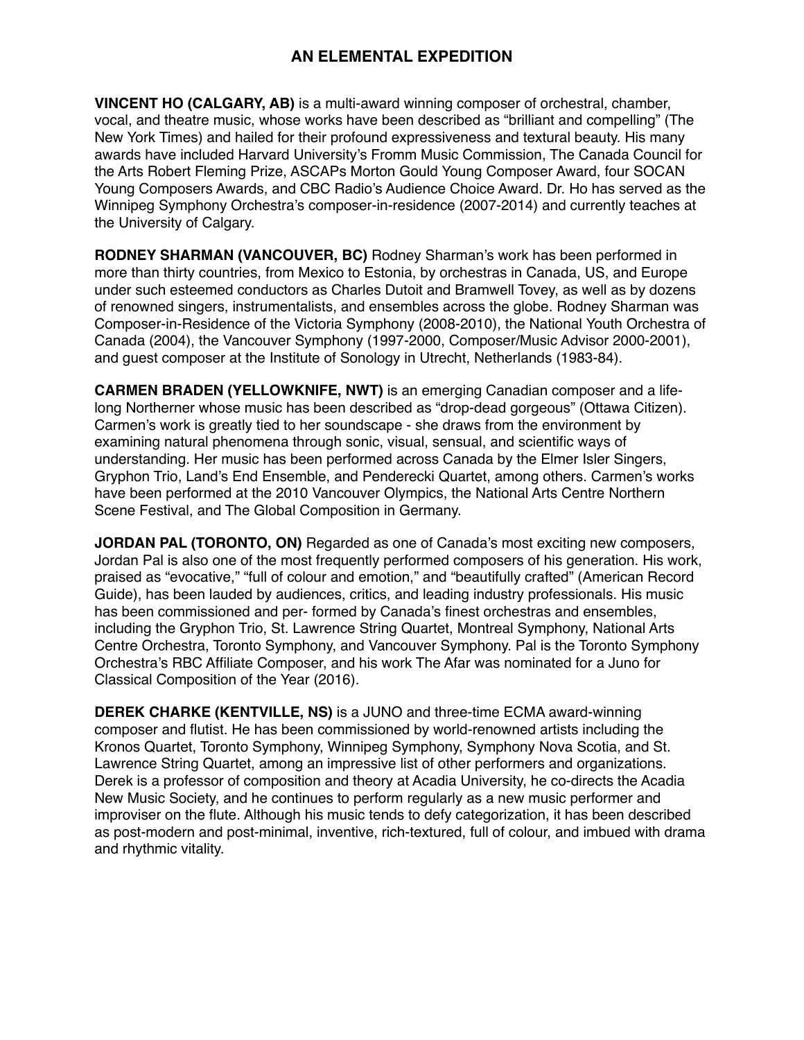## AN ELEMENTAL EXPEDITION

**VINCENT HO (CALGARY, AB)** is a multi-award winning composer of orchestral, chamber, vocal, and theatre music, whose works have been described as "brilliant and compelling" (The New York Times) and hailed for their profound expressiveness and textural beauty. His many awards have included Harvard University's Fromm Music Commission, The Canada Council for the Arts Robert Fleming Prize, ASCAPs Morton Gould Young Composer Award, four SOCAN Young Composers Awards, and CBC Radio's Audience Choice Award. Dr. Ho has served as the Winnipeg Symphony Orchestra's composer-in-residence (2007-2014) and currently teaches at the University of Calgary.

**RODNEY SHARMAN (VANCOUVER, BC)** Rodney Sharman's work has been performed in more than thirty countries, from Mexico to Estonia, by orchestras in Canada, US, and Europe under such esteemed conductors as Charles Dutoit and Bramwell Tovey, as well as by dozens of renowned singers, instrumentalists, and ensembles across the globe. Rodney Sharman was Composer-in-Residence of the Victoria Symphony (2008-2010), the National Youth Orchestra of Canada (2004), the Vancouver Symphony (1997-2000, Composer/Music Advisor 2000-2001), and guest composer at the Institute of Sonology in Utrecht, Netherlands (1983-84).

**CARMEN BRADEN (YELLOWKNIFE, NWT)** is an emerging Canadian composer and a life-long Northerner whose music has been described as "drop-dead gorgeous" (Ottawa Citizen). Carmen's work is greatly tied to her soundscape - she draws from the environment by examining natural phenomena through sonic, visual, sensual, and scientific ways of understanding. Her music has been performed across Canada by the Elmer Isler Singers, Gryphon Trio, Land's End Ensemble, and Penderecki Quartet, among others. Carmen's works have been performed at the 2010 Vancouver Olympics, the National Arts Centre Northern Scene Festival, and The Global Composition in Germany.

**JORDAN PAL (TORONTO, ON)** Regarded as one of Canada's most exciting new composers, Jordan Pal is also one of the most frequently performed composers of his generation. His work, praised as "evocative," "full of colour and emotion," and "beautifully crafted" (American Record Guide), has been lauded by audiences, critics, and leading industry professionals. His music has been commissioned and per- formed by Canada's finest orchestras and ensembles, including the Gryphon Trio, St. Lawrence String Quartet, Montreal Symphony, National Arts Centre Orchestra, Toronto Symphony, and Vancouver Symphony. Pal is the Toronto Symphony Orchestra's RBC Affiliate Composer, and his work The Afar was nominated for a Juno for Classical Composition of the Year (2016).

**DEREK CHARKE (KENTVILLE, NS)** is a JUNO and three-time ECMA award-winning composer and flutist. He has been commissioned by world-renowned artists including the Kronos Quartet, Toronto Symphony, Winnipeg Symphony, Symphony Nova Scotia, and St. Lawrence String Quartet, among an impressive list of other performers and organizations. Derek is a professor of composition and theory at Acadia University, he co-directs the Acadia New Music Society, and he continues to perform regularly as a new music performer and improviser on the flute. Although his music tends to defy categorization, it has been described as post-modern and post-minimal, inventive, rich-textured, full of colour, and imbued with drama and rhythmic vitality.